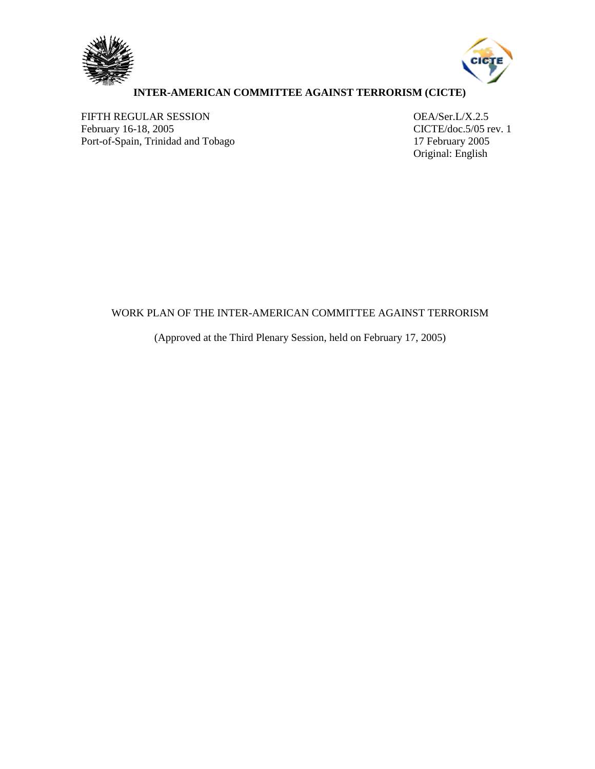# INTER-AMERICAN COMMITTEE AGAINST TERRORISM (CICTE)

FIFTH REGULAR SESSION
February 16-18, 2005
Port-of-Spain, Trinidad and Tobago

OEA/Ser.L/X.2.5
CICTE/doc.5/05 rev. 1
17 February 2005
Original: English

WORK PLAN OF THE INTER-AMERICAN COMMITTEE AGAINST TERRORISM

(Approved at the Third Plenary Session, held on February 17, 2005)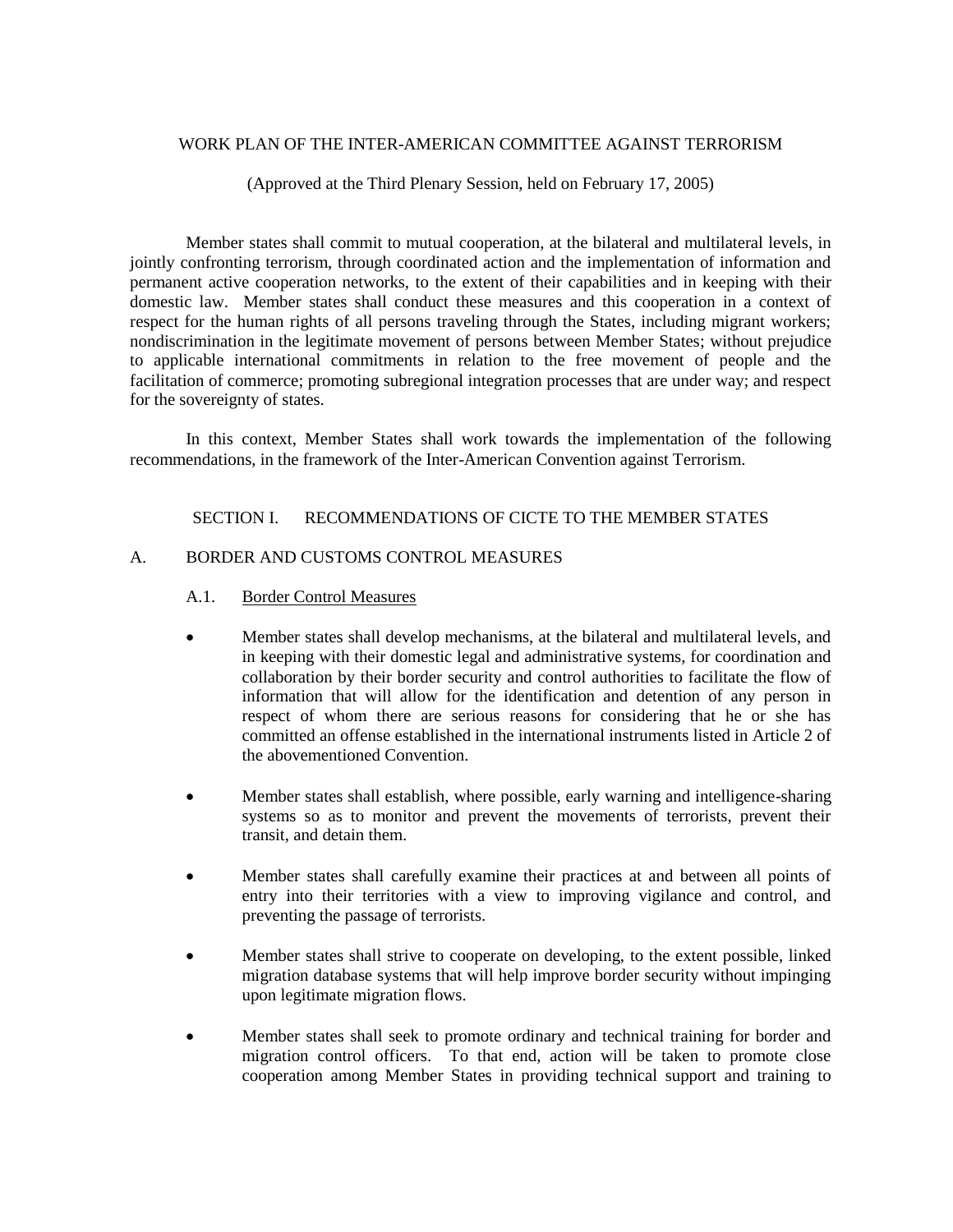WORK PLAN OF THE INTER-AMERICAN COMMITTEE AGAINST TERRORISM

(Approved at the Third Plenary Session, held on February 17, 2005)

Member states shall commit to mutual cooperation, at the bilateral and multilateral levels, in jointly confronting terrorism, through coordinated action and the implementation of information and permanent active cooperation networks, to the extent of their capabilities and in keeping with their domestic law. Member states shall conduct these measures and this cooperation in a context of respect for the human rights of all persons traveling through the States, including migrant workers; nondiscrimination in the legitimate movement of persons between Member States; without prejudice to applicable international commitments in relation to the free movement of people and the facilitation of commerce; promoting subregional integration processes that are under way; and respect for the sovereignty of states.

In this context, Member States shall work towards the implementation of the following recommendations, in the framework of the Inter-American Convention against Terrorism.

## SECTION I. RECOMMENDATIONS OF CICTE TO THE MEMBER STATES

### A. BORDER AND CUSTOMS CONTROL MEASURES

#### A.1. Border Control Measures

- Member states shall develop mechanisms, at the bilateral and multilateral levels, and in keeping with their domestic legal and administrative systems, for coordination and collaboration by their border security and control authorities to facilitate the flow of information that will allow for the identification and detention of any person in respect of whom there are serious reasons for considering that he or she has committed an offense established in the international instruments listed in Article 2 of the abovementioned Convention.

- Member states shall establish, where possible, early warning and intelligence-sharing systems so as to monitor and prevent the movements of terrorists, prevent their transit, and detain them.

- Member states shall carefully examine their practices at and between all points of entry into their territories with a view to improving vigilance and control, and preventing the passage of terrorists.

- Member states shall strive to cooperate on developing, to the extent possible, linked migration database systems that will help improve border security without impinging upon legitimate migration flows.

- Member states shall seek to promote ordinary and technical training for border and migration control officers. To that end, action will be taken to promote close cooperation among Member States in providing technical support and training to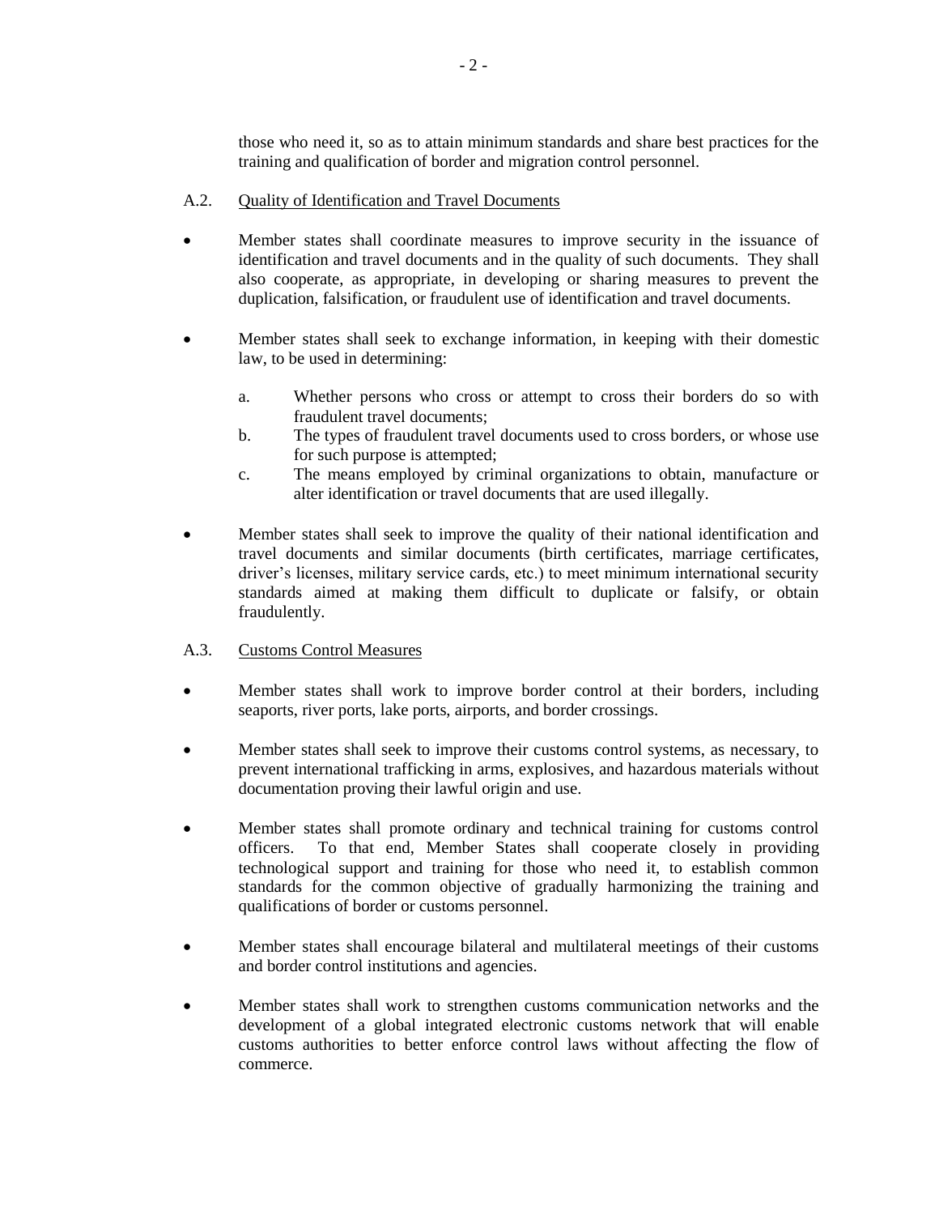those who need it, so as to attain minimum standards and share best practices for the training and qualification of border and migration control personnel.

A.2. Quality of Identification and Travel Documents

- Member states shall coordinate measures to improve security in the issuance of identification and travel documents and in the quality of such documents. They shall also cooperate, as appropriate, in developing or sharing measures to prevent the duplication, falsification, or fraudulent use of identification and travel documents.

- Member states shall seek to exchange information, in keeping with their domestic law, to be used in determining:

  a. Whether persons who cross or attempt to cross their borders do so with fraudulent travel documents;
  b. The types of fraudulent travel documents used to cross borders, or whose use for such purpose is attempted;
  c. The means employed by criminal organizations to obtain, manufacture or alter identification or travel documents that are used illegally.

- Member states shall seek to improve the quality of their national identification and travel documents and similar documents (birth certificates, marriage certificates, driver's licenses, military service cards, etc.) to meet minimum international security standards aimed at making them difficult to duplicate or falsify, or obtain fraudulently.

A.3. Customs Control Measures

- Member states shall work to improve border control at their borders, including seaports, river ports, lake ports, airports, and border crossings.

- Member states shall seek to improve their customs control systems, as necessary, to prevent international trafficking in arms, explosives, and hazardous materials without documentation proving their lawful origin and use.

- Member states shall promote ordinary and technical training for customs control officers. To that end, Member States shall cooperate closely in providing technological support and training for those who need it, to establish common standards for the common objective of gradually harmonizing the training and qualifications of border or customs personnel.

- Member states shall encourage bilateral and multilateral meetings of their customs and border control institutions and agencies.

- Member states shall work to strengthen customs communication networks and the development of a global integrated electronic customs network that will enable customs authorities to better enforce control laws without affecting the flow of commerce.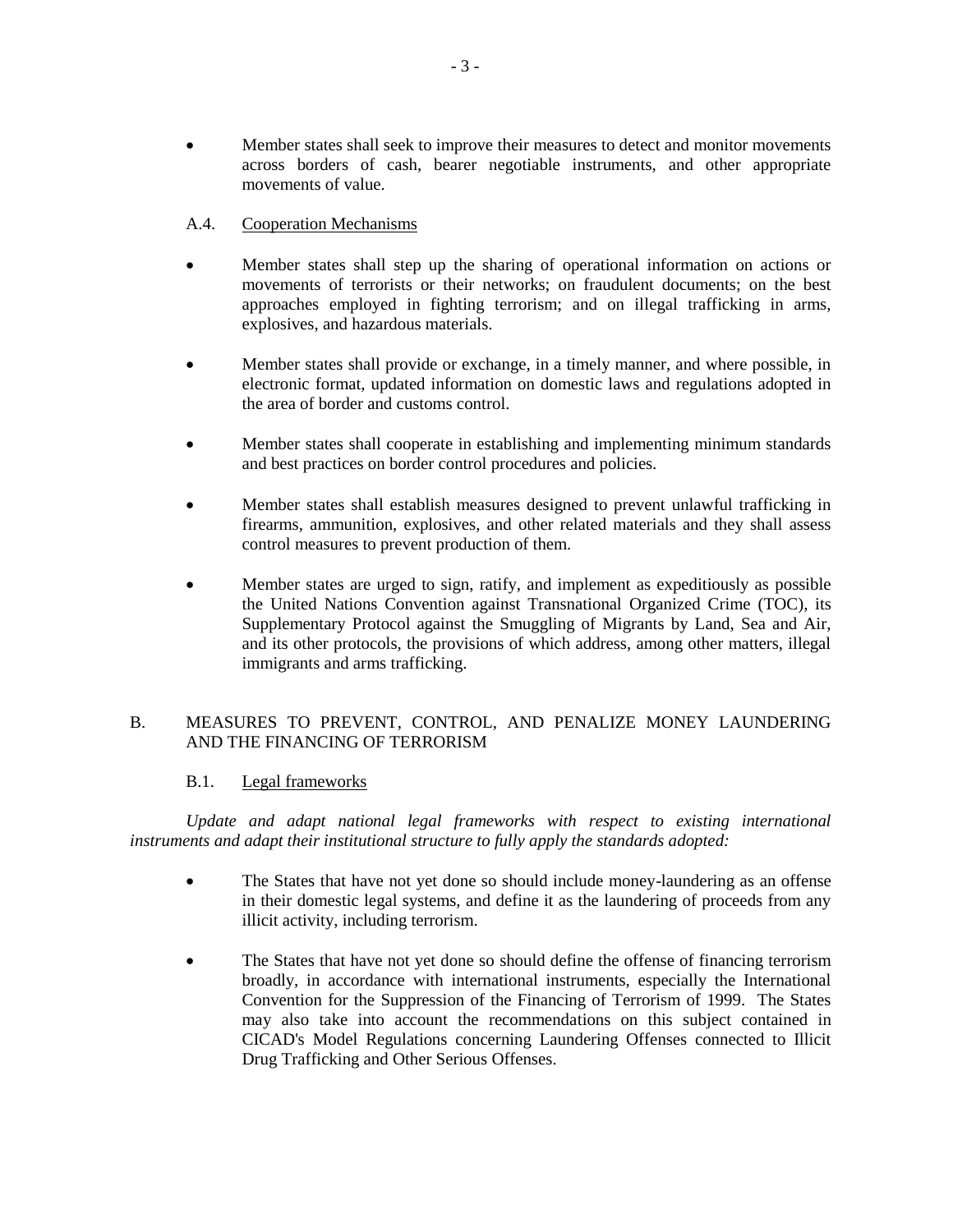- Member states shall seek to improve their measures to detect and monitor movements across borders of cash, bearer negotiable instruments, and other appropriate movements of value.

### A.4. Cooperation Mechanisms

- Member states shall step up the sharing of operational information on actions or movements of terrorists or their networks; on fraudulent documents; on the best approaches employed in fighting terrorism; and on illegal trafficking in arms, explosives, and hazardous materials.

- Member states shall provide or exchange, in a timely manner, and where possible, in electronic format, updated information on domestic laws and regulations adopted in the area of border and customs control.

- Member states shall cooperate in establishing and implementing minimum standards and best practices on border control procedures and policies.

- Member states shall establish measures designed to prevent unlawful trafficking in firearms, ammunition, explosives, and other related materials and they shall assess control measures to prevent production of them.

- Member states are urged to sign, ratify, and implement as expeditiously as possible the United Nations Convention against Transnational Organized Crime (TOC), its Supplementary Protocol against the Smuggling of Migrants by Land, Sea and Air, and its other protocols, the provisions of which address, among other matters, illegal immigrants and arms trafficking.

## B. MEASURES TO PREVENT, CONTROL, AND PENALIZE MONEY LAUNDERING AND THE FINANCING OF TERRORISM

### B.1. Legal frameworks

*Update and adapt national legal frameworks with respect to existing international instruments and adapt their institutional structure to fully apply the standards adopted:*

- The States that have not yet done so should include money-laundering as an offense in their domestic legal systems, and define it as the laundering of proceeds from any illicit activity, including terrorism.

- The States that have not yet done so should define the offense of financing terrorism broadly, in accordance with international instruments, especially the International Convention for the Suppression of the Financing of Terrorism of 1999. The States may also take into account the recommendations on this subject contained in CICAD's Model Regulations concerning Laundering Offenses connected to Illicit Drug Trafficking and Other Serious Offenses.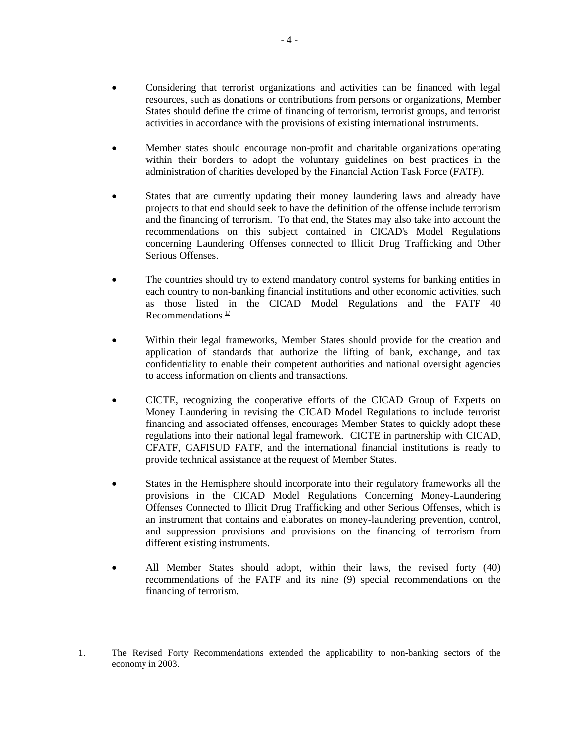- Considering that terrorist organizations and activities can be financed with legal resources, such as donations or contributions from persons or organizations, Member States should define the crime of financing of terrorism, terrorist groups, and terrorist activities in accordance with the provisions of existing international instruments.

- Member states should encourage non-profit and charitable organizations operating within their borders to adopt the voluntary guidelines on best practices in the administration of charities developed by the Financial Action Task Force (FATF).

- States that are currently updating their money laundering laws and already have projects to that end should seek to have the definition of the offense include terrorism and the financing of terrorism. To that end, the States may also take into account the recommendations on this subject contained in CICAD's Model Regulations concerning Laundering Offenses connected to Illicit Drug Trafficking and Other Serious Offenses.

- The countries should try to extend mandatory control systems for banking entities in each country to non-banking financial institutions and other economic activities, such as those listed in the CICAD Model Regulations and the FATF 40 Recommendations.[1]

- Within their legal frameworks, Member States should provide for the creation and application of standards that authorize the lifting of bank, exchange, and tax confidentiality to enable their competent authorities and national oversight agencies to access information on clients and transactions.

- CICTE, recognizing the cooperative efforts of the CICAD Group of Experts on Money Laundering in revising the CICAD Model Regulations to include terrorist financing and associated offenses, encourages Member States to quickly adopt these regulations into their national legal framework. CICTE in partnership with CICAD, CFATF, GAFISUD FATF, and the international financial institutions is ready to provide technical assistance at the request of Member States.

- States in the Hemisphere should incorporate into their regulatory frameworks all the provisions in the CICAD Model Regulations Concerning Money-Laundering Offenses Connected to Illicit Drug Trafficking and other Serious Offenses, which is an instrument that contains and elaborates on money-laundering prevention, control, and suppression provisions and provisions on the financing of terrorism from different existing instruments.

- All Member States should adopt, within their laws, the revised forty (40) recommendations of the FATF and its nine (9) special recommendations on the financing of terrorism.

---

1. The Revised Forty Recommendations extended the applicability to non-banking sectors of the economy in 2003.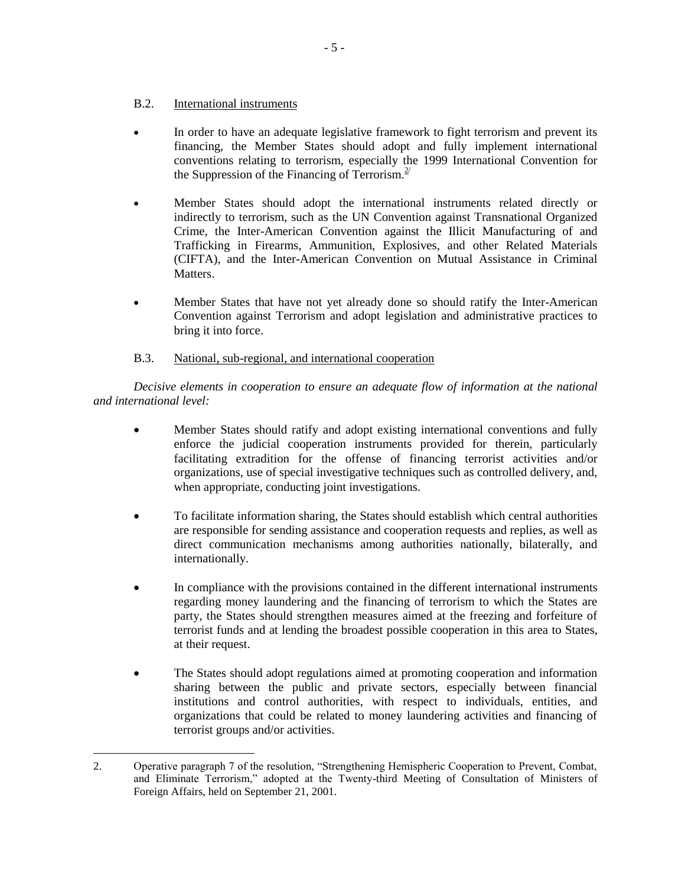### B.2. International instruments

- In order to have an adequate legislative framework to fight terrorism and prevent its financing, the Member States should adopt and fully implement international conventions relating to terrorism, especially the 1999 International Convention for the Suppression of the Financing of Terrorism.[2]

- Member States should adopt the international instruments related directly or indirectly to terrorism, such as the UN Convention against Transnational Organized Crime, the Inter-American Convention against the Illicit Manufacturing of and Trafficking in Firearms, Ammunition, Explosives, and other Related Materials (CIFTA), and the Inter-American Convention on Mutual Assistance in Criminal Matters.

- Member States that have not yet already done so should ratify the Inter-American Convention against Terrorism and adopt legislation and administrative practices to bring it into force.

### B.3. National, sub-regional, and international cooperation

*Decisive elements in cooperation to ensure an adequate flow of information at the national and international level:*

- Member States should ratify and adopt existing international conventions and fully enforce the judicial cooperation instruments provided for therein, particularly facilitating extradition for the offense of financing terrorist activities and/or organizations, use of special investigative techniques such as controlled delivery, and, when appropriate, conducting joint investigations.

- To facilitate information sharing, the States should establish which central authorities are responsible for sending assistance and cooperation requests and replies, as well as direct communication mechanisms among authorities nationally, bilaterally, and internationally.

- In compliance with the provisions contained in the different international instruments regarding money laundering and the financing of terrorism to which the States are party, the States should strengthen measures aimed at the freezing and forfeiture of terrorist funds and at lending the broadest possible cooperation in this area to States, at their request.

- The States should adopt regulations aimed at promoting cooperation and information sharing between the public and private sectors, especially between financial institutions and control authorities, with respect to individuals, entities, and organizations that could be related to money laundering activities and financing of terrorist groups and/or activities.

---

2. Operative paragraph 7 of the resolution, "Strengthening Hemispheric Cooperation to Prevent, Combat, and Eliminate Terrorism," adopted at the Twenty-third Meeting of Consultation of Ministers of Foreign Affairs, held on September 21, 2001.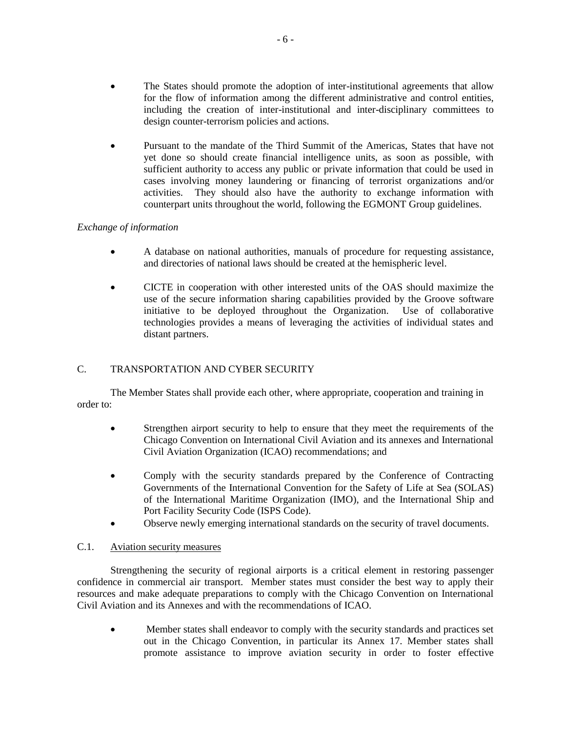- The States should promote the adoption of inter-institutional agreements that allow for the flow of information among the different administrative and control entities, including the creation of inter-institutional and inter-disciplinary committees to design counter-terrorism policies and actions.

- Pursuant to the mandate of the Third Summit of the Americas, States that have not yet done so should create financial intelligence units, as soon as possible, with sufficient authority to access any public or private information that could be used in cases involving money laundering or financing of terrorist organizations and/or activities. They should also have the authority to exchange information with counterpart units throughout the world, following the EGMONT Group guidelines.

*Exchange of information*

- A database on national authorities, manuals of procedure for requesting assistance, and directories of national laws should be created at the hemispheric level.

- CICTE in cooperation with other interested units of the OAS should maximize the use of the secure information sharing capabilities provided by the Groove software initiative to be deployed throughout the Organization. Use of collaborative technologies provides a means of leveraging the activities of individual states and distant partners.

## C. TRANSPORTATION AND CYBER SECURITY

The Member States shall provide each other, where appropriate, cooperation and training in order to:

- Strengthen airport security to help to ensure that they meet the requirements of the Chicago Convention on International Civil Aviation and its annexes and International Civil Aviation Organization (ICAO) recommendations; and

- Comply with the security standards prepared by the Conference of Contracting Governments of the International Convention for the Safety of Life at Sea (SOLAS) of the International Maritime Organization (IMO), and the International Ship and Port Facility Security Code (ISPS Code).
- Observe newly emerging international standards on the security of travel documents.

### C.1. Aviation security measures

Strengthening the security of regional airports is a critical element in restoring passenger confidence in commercial air transport. Member states must consider the best way to apply their resources and make adequate preparations to comply with the Chicago Convention on International Civil Aviation and its Annexes and with the recommendations of ICAO.

- Member states shall endeavor to comply with the security standards and practices set out in the Chicago Convention, in particular its Annex 17. Member states shall promote assistance to improve aviation security in order to foster effective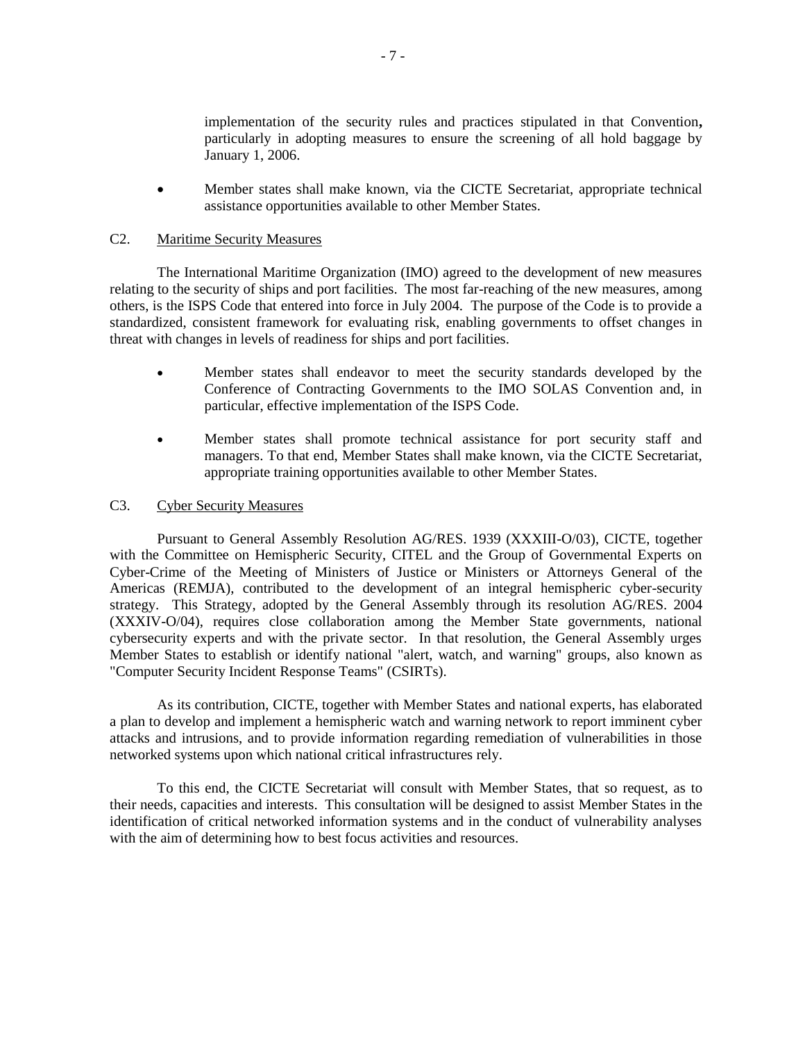implementation of the security rules and practices stipulated in that Convention**,** particularly in adopting measures to ensure the screening of all hold baggage by January 1, 2006.

- Member states shall make known, via the CICTE Secretariat, appropriate technical assistance opportunities available to other Member States.

C2. Maritime Security Measures

The International Maritime Organization (IMO) agreed to the development of new measures relating to the security of ships and port facilities. The most far-reaching of the new measures, among others, is the ISPS Code that entered into force in July 2004. The purpose of the Code is to provide a standardized, consistent framework for evaluating risk, enabling governments to offset changes in threat with changes in levels of readiness for ships and port facilities.

- Member states shall endeavor to meet the security standards developed by the Conference of Contracting Governments to the IMO SOLAS Convention and, in particular, effective implementation of the ISPS Code.

- Member states shall promote technical assistance for port security staff and managers. To that end, Member States shall make known, via the CICTE Secretariat, appropriate training opportunities available to other Member States.

C3. Cyber Security Measures

Pursuant to General Assembly Resolution AG/RES. 1939 (XXXIII-O/03), CICTE, together with the Committee on Hemispheric Security, CITEL and the Group of Governmental Experts on Cyber-Crime of the Meeting of Ministers of Justice or Ministers or Attorneys General of the Americas (REMJA), contributed to the development of an integral hemispheric cyber-security strategy. This Strategy, adopted by the General Assembly through its resolution AG/RES. 2004 (XXXIV-O/04), requires close collaboration among the Member State governments, national cybersecurity experts and with the private sector. In that resolution, the General Assembly urges Member States to establish or identify national "alert, watch, and warning" groups, also known as "Computer Security Incident Response Teams" (CSIRTs).

As its contribution, CICTE, together with Member States and national experts, has elaborated a plan to develop and implement a hemispheric watch and warning network to report imminent cyber attacks and intrusions, and to provide information regarding remediation of vulnerabilities in those networked systems upon which national critical infrastructures rely.

To this end, the CICTE Secretariat will consult with Member States, that so request, as to their needs, capacities and interests. This consultation will be designed to assist Member States in the identification of critical networked information systems and in the conduct of vulnerability analyses with the aim of determining how to best focus activities and resources.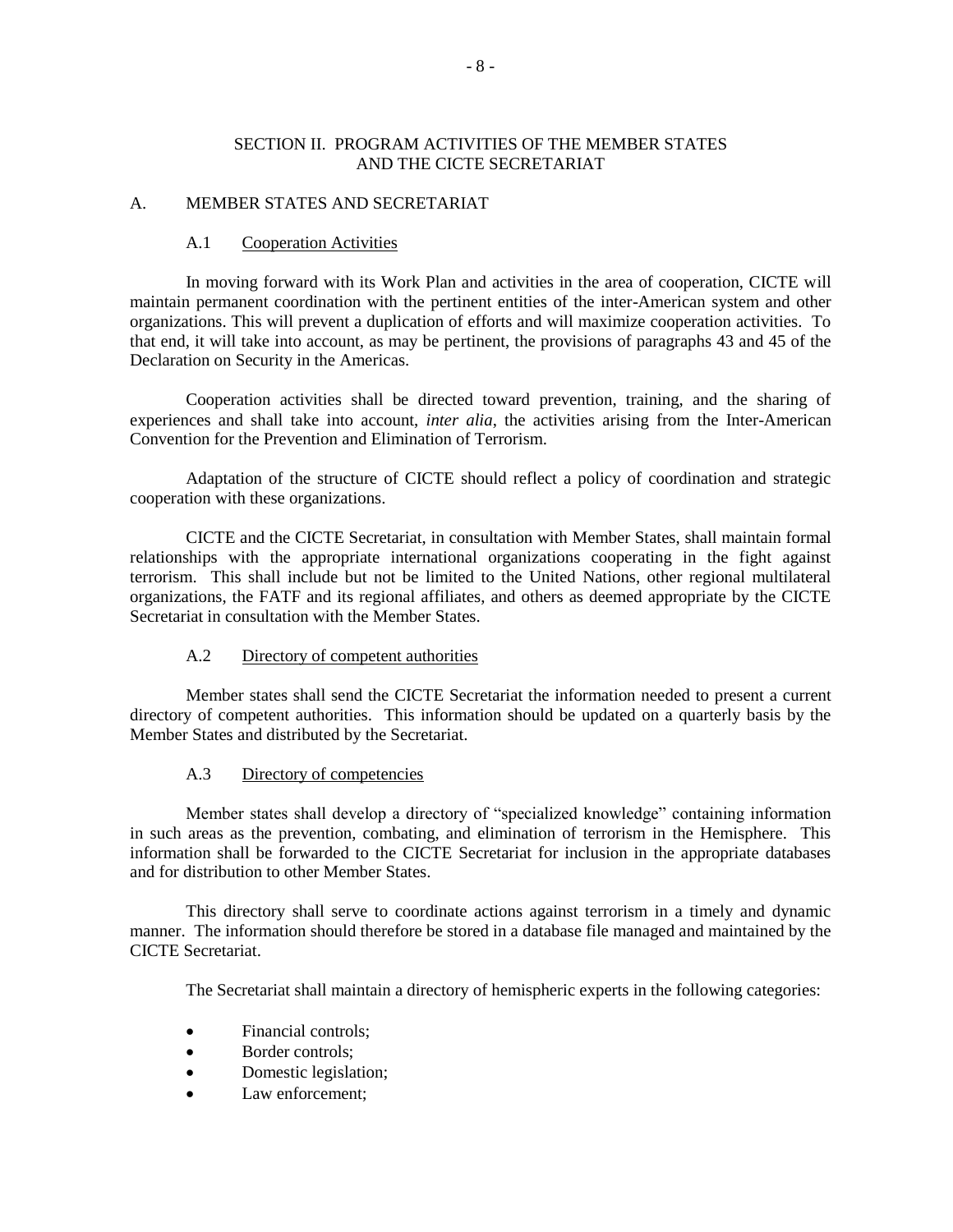## SECTION II. PROGRAM ACTIVITIES OF THE MEMBER STATES AND THE CICTE SECRETARIAT

### A. MEMBER STATES AND SECRETARIAT

#### A.1 Cooperation Activities

In moving forward with its Work Plan and activities in the area of cooperation, CICTE will maintain permanent coordination with the pertinent entities of the inter-American system and other organizations. This will prevent a duplication of efforts and will maximize cooperation activities. To that end, it will take into account, as may be pertinent, the provisions of paragraphs 43 and 45 of the Declaration on Security in the Americas.

Cooperation activities shall be directed toward prevention, training, and the sharing of experiences and shall take into account, *inter alia*, the activities arising from the Inter-American Convention for the Prevention and Elimination of Terrorism.

Adaptation of the structure of CICTE should reflect a policy of coordination and strategic cooperation with these organizations.

CICTE and the CICTE Secretariat, in consultation with Member States, shall maintain formal relationships with the appropriate international organizations cooperating in the fight against terrorism. This shall include but not be limited to the United Nations, other regional multilateral organizations, the FATF and its regional affiliates, and others as deemed appropriate by the CICTE Secretariat in consultation with the Member States.

#### A.2 Directory of competent authorities

Member states shall send the CICTE Secretariat the information needed to present a current directory of competent authorities. This information should be updated on a quarterly basis by the Member States and distributed by the Secretariat.

#### A.3 Directory of competencies

Member states shall develop a directory of "specialized knowledge" containing information in such areas as the prevention, combating, and elimination of terrorism in the Hemisphere. This information shall be forwarded to the CICTE Secretariat for inclusion in the appropriate databases and for distribution to other Member States.

This directory shall serve to coordinate actions against terrorism in a timely and dynamic manner. The information should therefore be stored in a database file managed and maintained by the CICTE Secretariat.

The Secretariat shall maintain a directory of hemispheric experts in the following categories:

- Financial controls;
- Border controls;
- Domestic legislation;
- Law enforcement;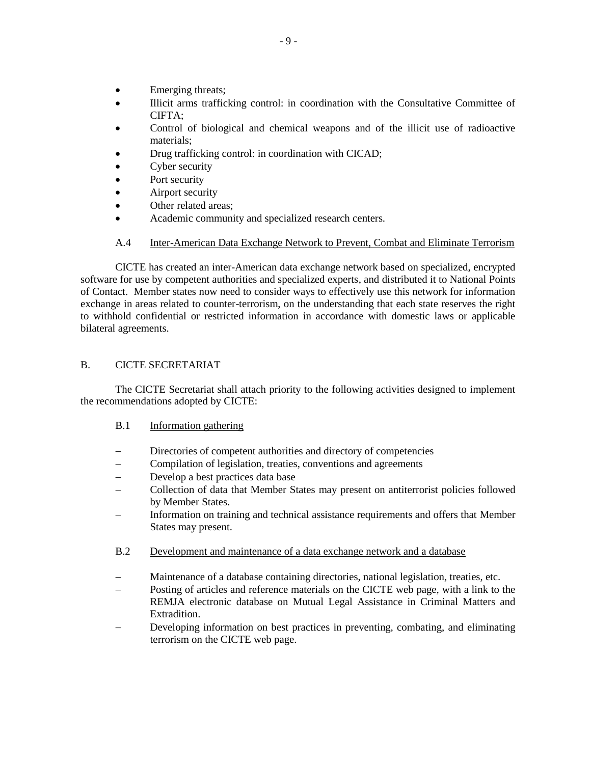- Emerging threats;
- Illicit arms trafficking control: in coordination with the Consultative Committee of CIFTA;
- Control of biological and chemical weapons and of the illicit use of radioactive materials;
- Drug trafficking control: in coordination with CICAD;
- Cyber security
- Port security
- Airport security
- Other related areas;
- Academic community and specialized research centers.

A.4 Inter-American Data Exchange Network to Prevent, Combat and Eliminate Terrorism

CICTE has created an inter-American data exchange network based on specialized, encrypted software for use by competent authorities and specialized experts, and distributed it to National Points of Contact. Member states now need to consider ways to effectively use this network for information exchange in areas related to counter-terrorism, on the understanding that each state reserves the right to withhold confidential or restricted information in accordance with domestic laws or applicable bilateral agreements.

## B. CICTE SECRETARIAT

The CICTE Secretariat shall attach priority to the following activities designed to implement the recommendations adopted by CICTE:

B.1 Information gathering

- Directories of competent authorities and directory of competencies
- Compilation of legislation, treaties, conventions and agreements
- Develop a best practices data base
- Collection of data that Member States may present on antiterrorist policies followed by Member States.
- Information on training and technical assistance requirements and offers that Member States may present.

B.2 Development and maintenance of a data exchange network and a database

- Maintenance of a database containing directories, national legislation, treaties, etc.
- Posting of articles and reference materials on the CICTE web page, with a link to the REMJA electronic database on Mutual Legal Assistance in Criminal Matters and Extradition.
- Developing information on best practices in preventing, combating, and eliminating terrorism on the CICTE web page.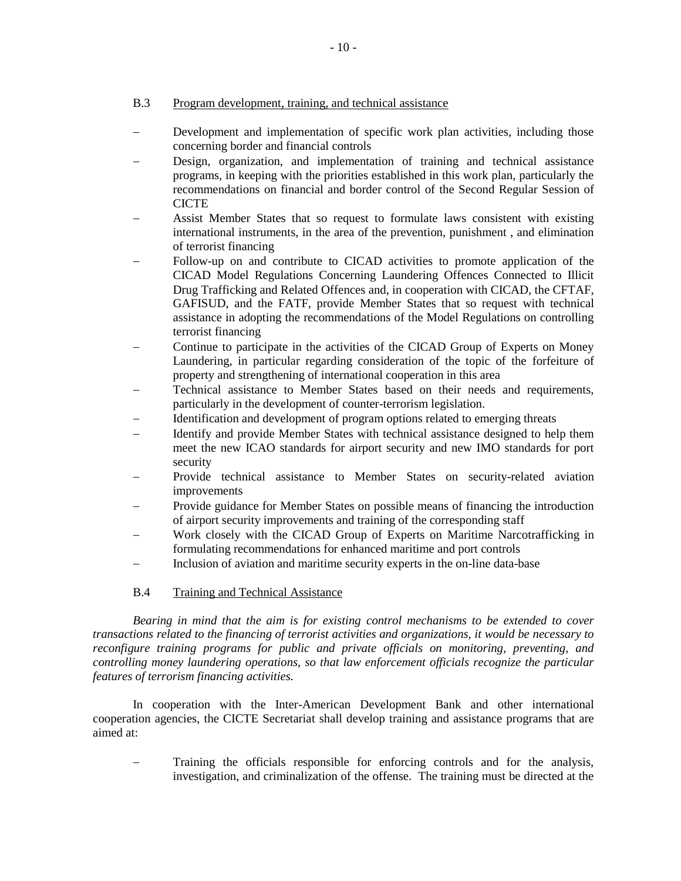### B.3 Program development, training, and technical assistance

- Development and implementation of specific work plan activities, including those concerning border and financial controls
- Design, organization, and implementation of training and technical assistance programs, in keeping with the priorities established in this work plan, particularly the recommendations on financial and border control of the Second Regular Session of CICTE
- Assist Member States that so request to formulate laws consistent with existing international instruments, in the area of the prevention, punishment , and elimination of terrorist financing
- Follow-up on and contribute to CICAD activities to promote application of the CICAD Model Regulations Concerning Laundering Offences Connected to Illicit Drug Trafficking and Related Offences and, in cooperation with CICAD, the CFTAF, GAFISUD, and the FATF, provide Member States that so request with technical assistance in adopting the recommendations of the Model Regulations on controlling terrorist financing
- Continue to participate in the activities of the CICAD Group of Experts on Money Laundering, in particular regarding consideration of the topic of the forfeiture of property and strengthening of international cooperation in this area
- Technical assistance to Member States based on their needs and requirements, particularly in the development of counter-terrorism legislation.
- Identification and development of program options related to emerging threats
- Identify and provide Member States with technical assistance designed to help them meet the new ICAO standards for airport security and new IMO standards for port security
- Provide technical assistance to Member States on security-related aviation improvements
- Provide guidance for Member States on possible means of financing the introduction of airport security improvements and training of the corresponding staff
- Work closely with the CICAD Group of Experts on Maritime Narcotrafficking in formulating recommendations for enhanced maritime and port controls
- Inclusion of aviation and maritime security experts in the on-line data-base

### B.4 Training and Technical Assistance

*Bearing in mind that the aim is for existing control mechanisms to be extended to cover transactions related to the financing of terrorist activities and organizations, it would be necessary to reconfigure training programs for public and private officials on monitoring, preventing, and controlling money laundering operations, so that law enforcement officials recognize the particular features of terrorism financing activities.*

In cooperation with the Inter-American Development Bank and other international cooperation agencies, the CICTE Secretariat shall develop training and assistance programs that are aimed at:

- Training the officials responsible for enforcing controls and for the analysis, investigation, and criminalization of the offense. The training must be directed at the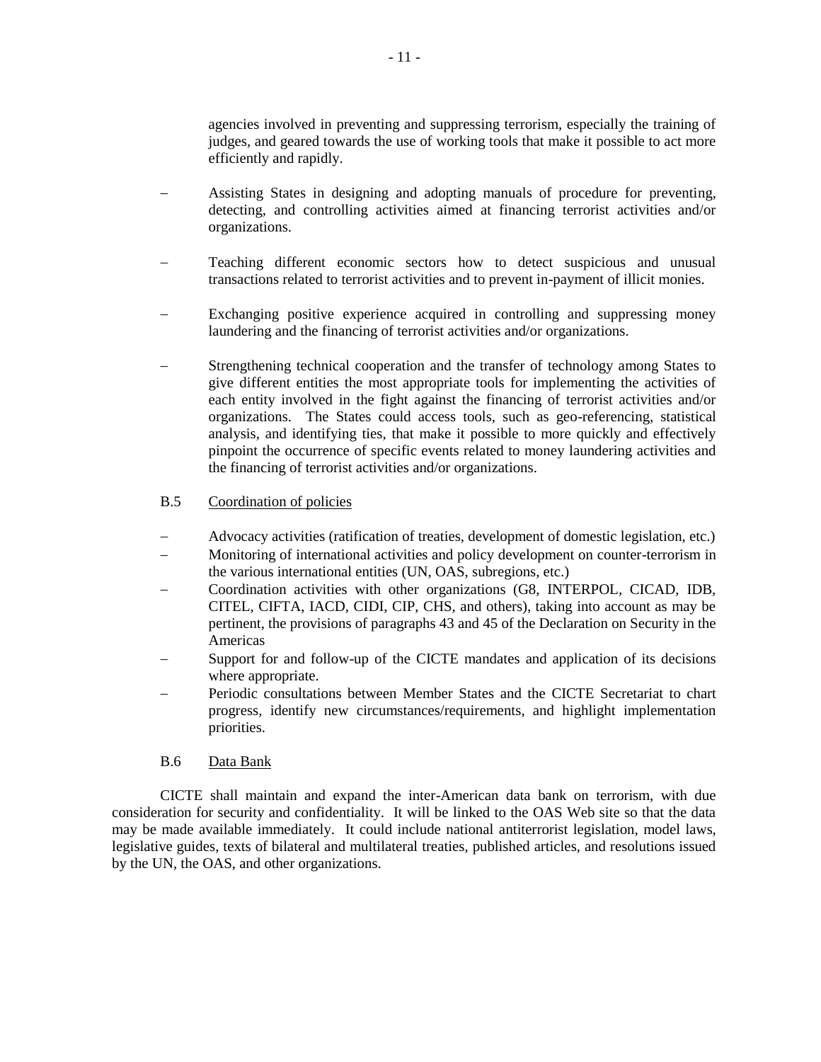agencies involved in preventing and suppressing terrorism, especially the training of judges, and geared towards the use of working tools that make it possible to act more efficiently and rapidly.

- Assisting States in designing and adopting manuals of procedure for preventing, detecting, and controlling activities aimed at financing terrorist activities and/or organizations.

- Teaching different economic sectors how to detect suspicious and unusual transactions related to terrorist activities and to prevent in-payment of illicit monies.

- Exchanging positive experience acquired in controlling and suppressing money laundering and the financing of terrorist activities and/or organizations.

- Strengthening technical cooperation and the transfer of technology among States to give different entities the most appropriate tools for implementing the activities of each entity involved in the fight against the financing of terrorist activities and/or organizations. The States could access tools, such as geo-referencing, statistical analysis, and identifying ties, that make it possible to more quickly and effectively pinpoint the occurrence of specific events related to money laundering activities and the financing of terrorist activities and/or organizations.

B.5 <u>Coordination of policies</u>

- Advocacy activities (ratification of treaties, development of domestic legislation, etc.)
- Monitoring of international activities and policy development on counter-terrorism in the various international entities (UN, OAS, subregions, etc.)
- Coordination activities with other organizations (G8, INTERPOL, CICAD, IDB, CITEL, CIFTA, IACD, CIDI, CIP, CHS, and others), taking into account as may be pertinent, the provisions of paragraphs 43 and 45 of the Declaration on Security in the Americas
- Support for and follow-up of the CICTE mandates and application of its decisions where appropriate.
- Periodic consultations between Member States and the CICTE Secretariat to chart progress, identify new circumstances/requirements, and highlight implementation priorities.

B.6 <u>Data Bank</u>

CICTE shall maintain and expand the inter-American data bank on terrorism, with due consideration for security and confidentiality. It will be linked to the OAS Web site so that the data may be made available immediately. It could include national antiterrorist legislation, model laws, legislative guides, texts of bilateral and multilateral treaties, published articles, and resolutions issued by the UN, the OAS, and other organizations.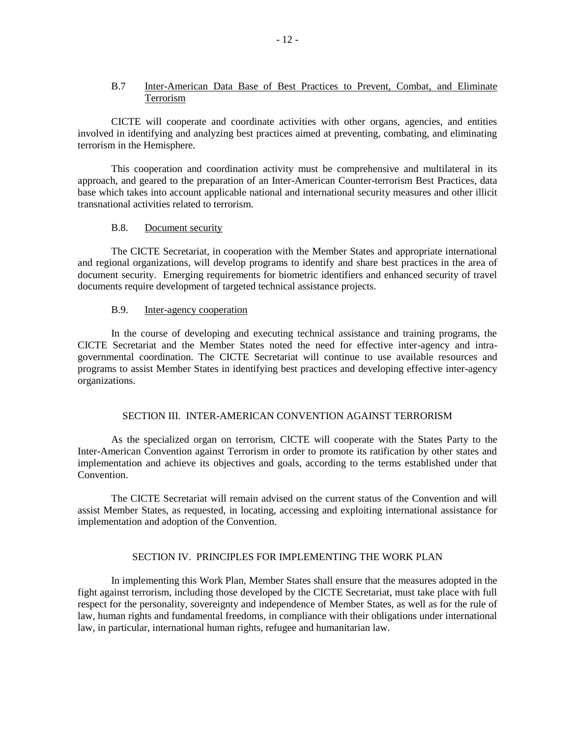### B.7 Inter-American Data Base of Best Practices to Prevent, Combat, and Eliminate Terrorism

CICTE will cooperate and coordinate activities with other organs, agencies, and entities involved in identifying and analyzing best practices aimed at preventing, combating, and eliminating terrorism in the Hemisphere.

This cooperation and coordination activity must be comprehensive and multilateral in its approach, and geared to the preparation of an Inter-American Counter-terrorism Best Practices, data base which takes into account applicable national and international security measures and other illicit transnational activities related to terrorism.

### B.8. Document security

The CICTE Secretariat, in cooperation with the Member States and appropriate international and regional organizations, will develop programs to identify and share best practices in the area of document security. Emerging requirements for biometric identifiers and enhanced security of travel documents require development of targeted technical assistance projects.

### B.9. Inter-agency cooperation

In the course of developing and executing technical assistance and training programs, the CICTE Secretariat and the Member States noted the need for effective inter-agency and intra-governmental coordination. The CICTE Secretariat will continue to use available resources and programs to assist Member States in identifying best practices and developing effective inter-agency organizations.

## SECTION III. INTER-AMERICAN CONVENTION AGAINST TERRORISM

As the specialized organ on terrorism, CICTE will cooperate with the States Party to the Inter-American Convention against Terrorism in order to promote its ratification by other states and implementation and achieve its objectives and goals, according to the terms established under that Convention.

The CICTE Secretariat will remain advised on the current status of the Convention and will assist Member States, as requested, in locating, accessing and exploiting international assistance for implementation and adoption of the Convention.

## SECTION IV. PRINCIPLES FOR IMPLEMENTING THE WORK PLAN

In implementing this Work Plan, Member States shall ensure that the measures adopted in the fight against terrorism, including those developed by the CICTE Secretariat, must take place with full respect for the personality, sovereignty and independence of Member States, as well as for the rule of law, human rights and fundamental freedoms, in compliance with their obligations under international law, in particular, international human rights, refugee and humanitarian law.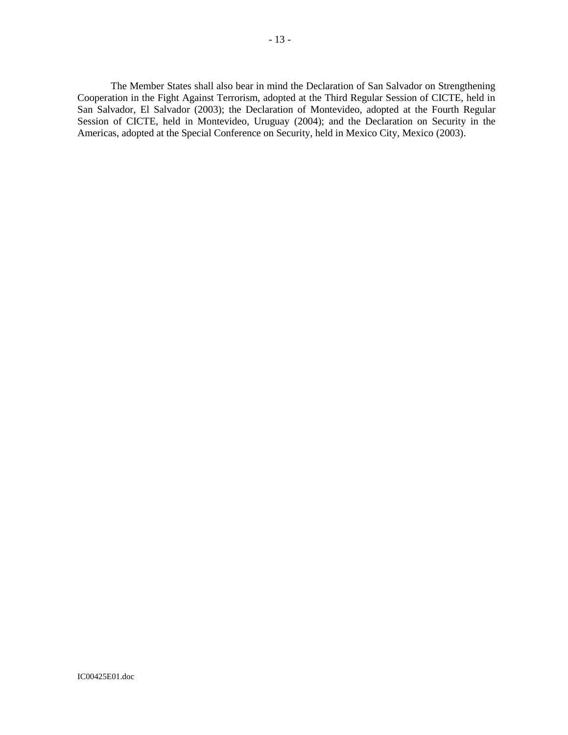The Member States shall also bear in mind the Declaration of San Salvador on Strengthening Cooperation in the Fight Against Terrorism, adopted at the Third Regular Session of CICTE, held in San Salvador, El Salvador (2003); the Declaration of Montevideo, adopted at the Fourth Regular Session of CICTE, held in Montevideo, Uruguay (2004); and the Declaration on Security in the Americas, adopted at the Special Conference on Security, held in Mexico City, Mexico (2003).